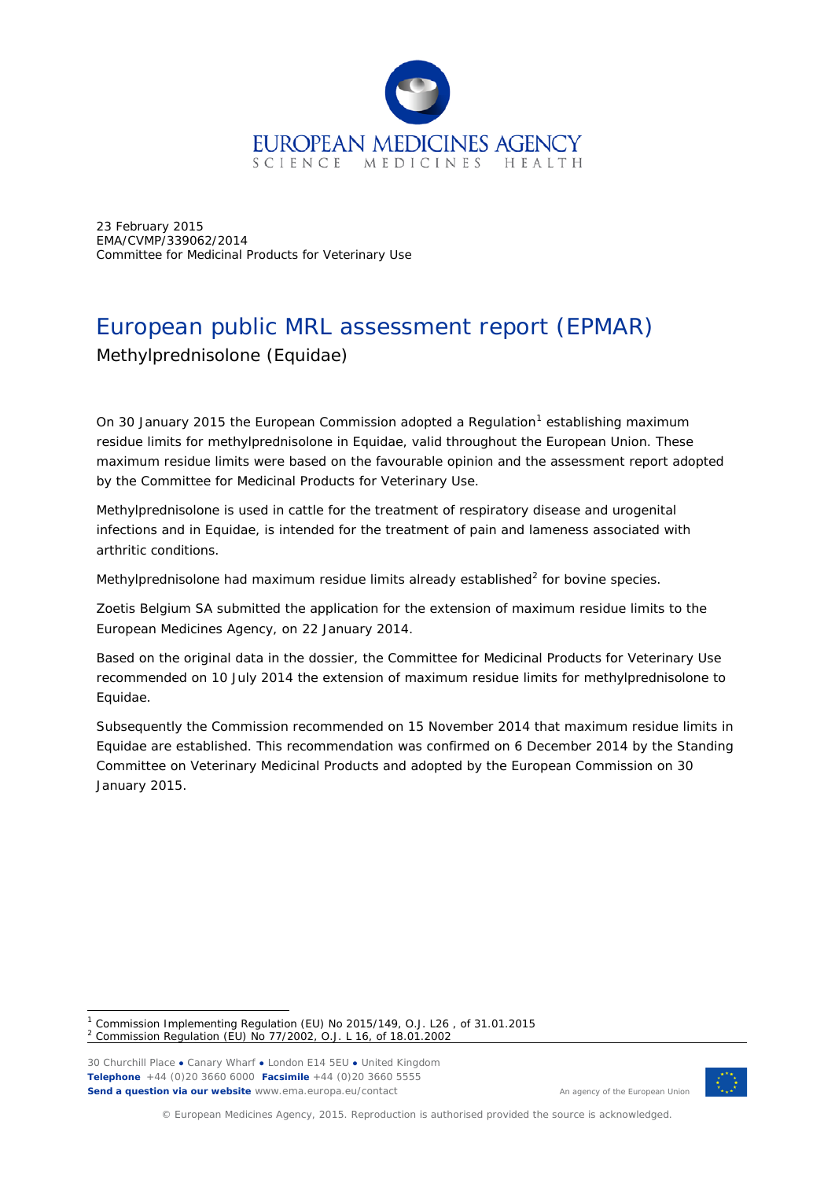23 February 2015
EMA/CVMP/339062/2014
Committee for Medicinal Products for Veterinary Use

# European public MRL assessment report (EPMAR)

## Methylprednisolone (Equidae)

On 30 January 2015 the European Commission adopted a Regulation[1] establishing maximum residue limits for methylprednisolone in Equidae, valid throughout the European Union. These maximum residue limits were based on the favourable opinion and the assessment report adopted by the Committee for Medicinal Products for Veterinary Use.

Methylprednisolone is used in cattle for the treatment of respiratory disease and urogenital infections and in Equidae, is intended for the treatment of pain and lameness associated with arthritic conditions.

Methylprednisolone had maximum residue limits already established[2] for bovine species.

Zoetis Belgium SA submitted the application for the extension of maximum residue limits to the European Medicines Agency, on 22 January 2014.

Based on the original data in the dossier, the Committee for Medicinal Products for Veterinary Use recommended on 10 July 2014 the extension of maximum residue limits for methylprednisolone to Equidae.

Subsequently the Commission recommended on 15 November 2014 that maximum residue limits in Equidae are established. This recommendation was confirmed on 6 December 2014 by the Standing Committee on Veterinary Medicinal Products and adopted by the European Commission on 30 January 2015.

---

[1] Commission Implementing Regulation (EU) No 2015/149, O.J. L26 , of 31.01.2015

[2] Commission Regulation (EU) No 77/2002, O.J. L 16, of 18.01.2002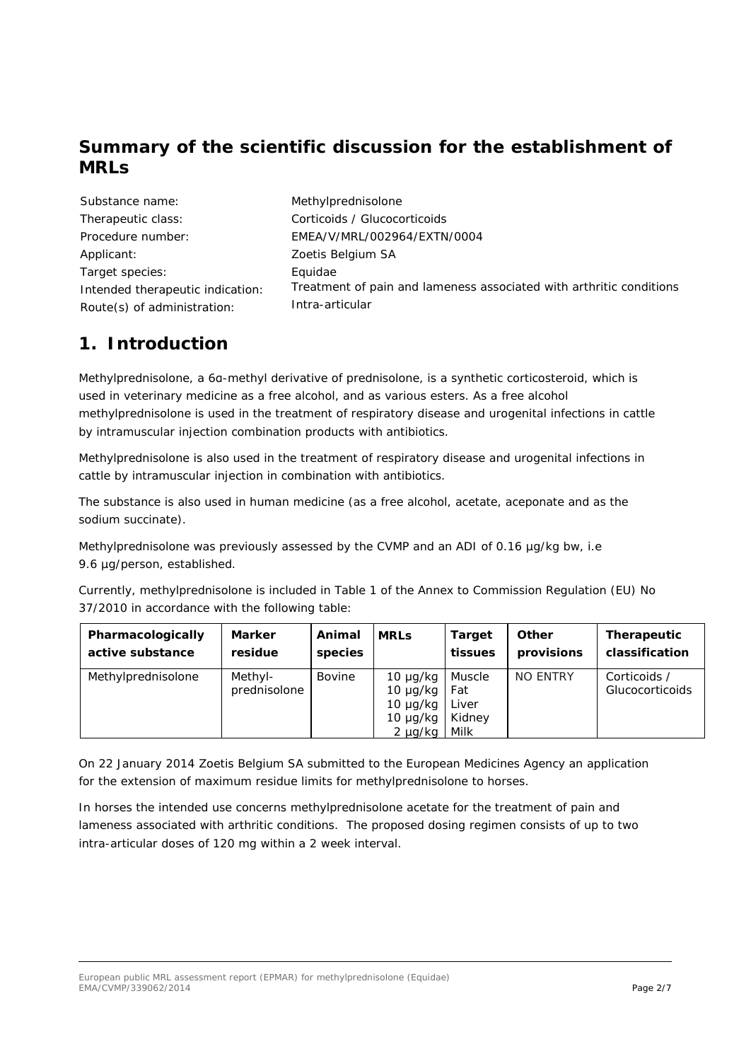## Summary of the scientific discussion for the establishment of MRLs

| | |
|---|---|
| Substance name: | Methylprednisolone |
| Therapeutic class: | Corticoids / Glucocorticoids |
| Procedure number: | EMEA/V/MRL/002964/EXTN/0004 |
| Applicant: | Zoetis Belgium SA |
| Target species: | Equidae |
| Intended therapeutic indication: | Treatment of pain and lameness associated with arthritic conditions |
| Route(s) of administration: | Intra-articular |

## 1. Introduction

Methylprednisolone, a 6α-methyl derivative of prednisolone, is a synthetic corticosteroid, which is used in veterinary medicine as a free alcohol, and as various esters. As a free alcohol methylprednisolone is used in the treatment of respiratory disease and urogenital infections in cattle by intramuscular injection combination products with antibiotics.

Methylprednisolone is also used in the treatment of respiratory disease and urogenital infections in cattle by intramuscular injection in combination with antibiotics.

The substance is also used in human medicine (as a free alcohol, acetate, aceponate and as the sodium succinate).

Methylprednisolone was previously assessed by the CVMP and an ADI of 0.16 µg/kg bw, i.e 9.6 µg/person, established.

Currently, methylprednisolone is included in Table 1 of the Annex to Commission Regulation (EU) No 37/2010 in accordance with the following table:

| Pharmacologically active substance | Marker residue | Animal species | MRLs | Target tissues | Other provisions | Therapeutic classification |
|---|---|---|---|---|---|---|
| Methylprednisolone | Methyl-prednisolone | Bovine | 10 µg/kg<br>10 µg/kg<br>10 µg/kg<br>10 µg/kg<br>2 µg/kg | Muscle<br>Fat<br>Liver<br>Kidney<br>Milk | NO ENTRY | Corticoids / Glucocorticoids |

On 22 January 2014 Zoetis Belgium SA submitted to the European Medicines Agency an application for the extension of maximum residue limits for methylprednisolone to horses.

In horses the intended use concerns methylprednisolone acetate for the treatment of pain and lameness associated with arthritic conditions. The proposed dosing regimen consists of up to two intra-articular doses of 120 mg within a 2 week interval.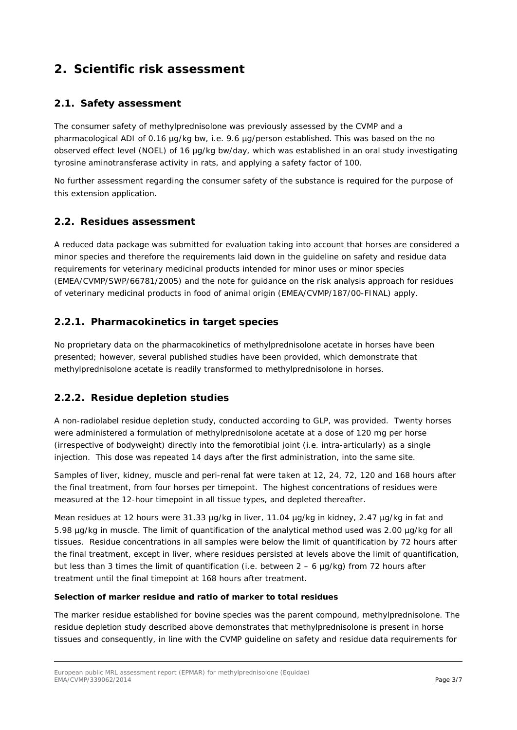# 2. Scientific risk assessment

## 2.1. Safety assessment

The consumer safety of methylprednisolone was previously assessed by the CVMP and a pharmacological ADI of 0.16 µg/kg bw, i.e. 9.6 µg/person established. This was based on the no observed effect level (NOEL) of 16 µg/kg bw/day, which was established in an oral study investigating tyrosine aminotransferase activity in rats, and applying a safety factor of 100.

No further assessment regarding the consumer safety of the substance is required for the purpose of this extension application.

## 2.2. Residues assessment

A reduced data package was submitted for evaluation taking into account that horses are considered a minor species and therefore the requirements laid down in the guideline on safety and residue data requirements for veterinary medicinal products intended for minor uses or minor species (EMEA/CVMP/SWP/66781/2005) and the note for guidance on the risk analysis approach for residues of veterinary medicinal products in food of animal origin (EMEA/CVMP/187/00-FINAL) apply.

### 2.2.1. Pharmacokinetics in target species

No proprietary data on the pharmacokinetics of methylprednisolone acetate in horses have been presented; however, several published studies have been provided, which demonstrate that methylprednisolone acetate is readily transformed to methylprednisolone in horses.

### 2.2.2. Residue depletion studies

A non-radiolabel residue depletion study, conducted according to GLP, was provided. Twenty horses were administered a formulation of methylprednisolone acetate at a dose of 120 mg per horse (irrespective of bodyweight) directly into the femorotibial joint (i.e. intra-articularly) as a single injection. This dose was repeated 14 days after the first administration, into the same site.

Samples of liver, kidney, muscle and peri-renal fat were taken at 12, 24, 72, 120 and 168 hours after the final treatment, from four horses per timepoint. The highest concentrations of residues were measured at the 12-hour timepoint in all tissue types, and depleted thereafter.

Mean residues at 12 hours were 31.33 µg/kg in liver, 11.04 µg/kg in kidney, 2.47 µg/kg in fat and 5.98 µg/kg in muscle. The limit of quantification of the analytical method used was 2.00 µg/kg for all tissues. Residue concentrations in all samples were below the limit of quantification by 72 hours after the final treatment, except in liver, where residues persisted at levels above the limit of quantification, but less than 3 times the limit of quantification (i.e. between 2 – 6 µg/kg) from 72 hours after treatment until the final timepoint at 168 hours after treatment.

**Selection of marker residue and ratio of marker to total residues**

The marker residue established for bovine species was the parent compound, methylprednisolone. The residue depletion study described above demonstrates that methylprednisolone is present in horse tissues and consequently, in line with the CVMP guideline on safety and residue data requirements for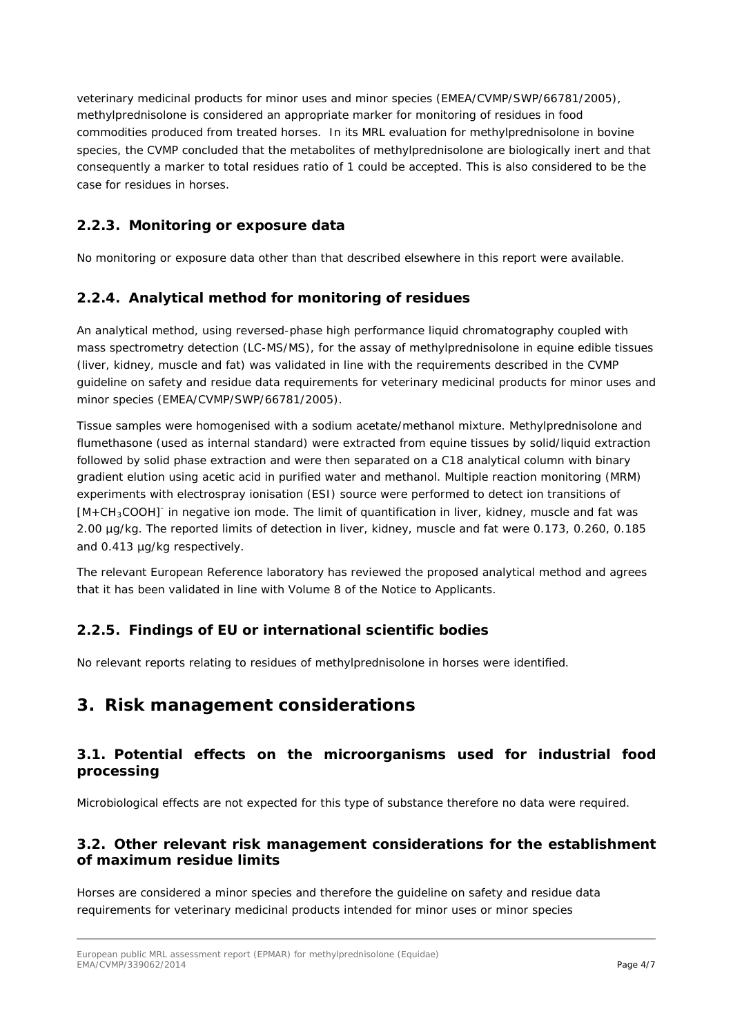veterinary medicinal products for minor uses and minor species (EMEA/CVMP/SWP/66781/2005), methylprednisolone is considered an appropriate marker for monitoring of residues in food commodities produced from treated horses. In its MRL evaluation for methylprednisolone in bovine species, the CVMP concluded that the metabolites of methylprednisolone are biologically inert and that consequently a marker to total residues ratio of 1 could be accepted. This is also considered to be the case for residues in horses.

### 2.2.3. Monitoring or exposure data

No monitoring or exposure data other than that described elsewhere in this report were available.

### 2.2.4. Analytical method for monitoring of residues

An analytical method, using reversed-phase high performance liquid chromatography coupled with mass spectrometry detection (LC-MS/MS), for the assay of methylprednisolone in equine edible tissues (liver, kidney, muscle and fat) was validated in line with the requirements described in the CVMP guideline on safety and residue data requirements for veterinary medicinal products for minor uses and minor species (EMEA/CVMP/SWP/66781/2005).

Tissue samples were homogenised with a sodium acetate/methanol mixture. Methylprednisolone and flumethasone (used as internal standard) were extracted from equine tissues by solid/liquid extraction followed by solid phase extraction and were then separated on a C18 analytical column with binary gradient elution using acetic acid in purified water and methanol. Multiple reaction monitoring (MRM) experiments with electrospray ionisation (ESI) source were performed to detect ion transitions of $[M+CH_3COOH]^-$ in negative ion mode. The limit of quantification in liver, kidney, muscle and fat was 2.00 µg/kg. The reported limits of detection in liver, kidney, muscle and fat were 0.173, 0.260, 0.185 and 0.413 µg/kg respectively.

The relevant European Reference laboratory has reviewed the proposed analytical method and agrees that it has been validated in line with Volume 8 of the Notice to Applicants.

### 2.2.5. Findings of EU or international scientific bodies

No relevant reports relating to residues of methylprednisolone in horses were identified.

# 3. Risk management considerations

## 3.1. Potential effects on the microorganisms used for industrial food processing

Microbiological effects are not expected for this type of substance therefore no data were required.

## 3.2. Other relevant risk management considerations for the establishment of maximum residue limits

Horses are considered a minor species and therefore the guideline on safety and residue data requirements for veterinary medicinal products intended for minor uses or minor species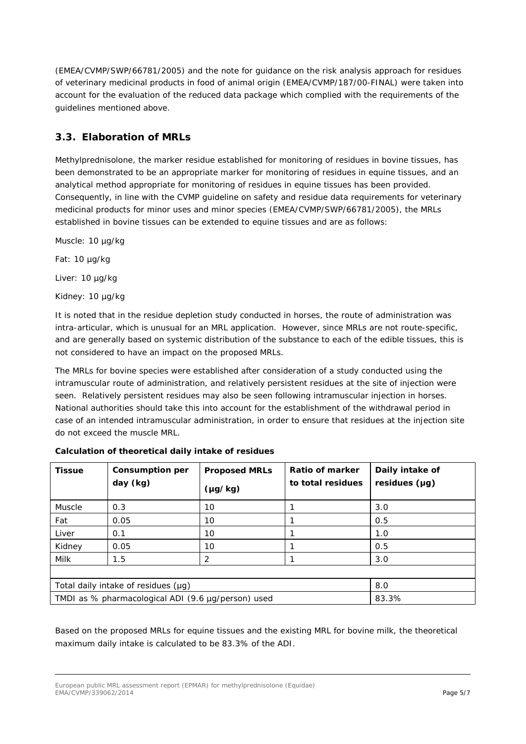(EMEA/CVMP/SWP/66781/2005) and the note for guidance on the risk analysis approach for residues of veterinary medicinal products in food of animal origin (EMEA/CVMP/187/00-FINAL) were taken into account for the evaluation of the reduced data package which complied with the requirements of the guidelines mentioned above.

## 3.3. Elaboration of MRLs

Methylprednisolone, the marker residue established for monitoring of residues in bovine tissues, has been demonstrated to be an appropriate marker for monitoring of residues in equine tissues, and an analytical method appropriate for monitoring of residues in equine tissues has been provided. Consequently, in line with the CVMP guideline on safety and residue data requirements for veterinary medicinal products for minor uses and minor species (EMEA/CVMP/SWP/66781/2005), the MRLs established in bovine tissues can be extended to equine tissues and are as follows:

Muscle: 10 µg/kg

Fat: 10 µg/kg

Liver: 10 µg/kg

Kidney: 10 µg/kg

It is noted that in the residue depletion study conducted in horses, the route of administration was intra-articular, which is unusual for an MRL application. However, since MRLs are not route-specific, and are generally based on systemic distribution of the substance to each of the edible tissues, this is not considered to have an impact on the proposed MRLs.

The MRLs for bovine species were established after consideration of a study conducted using the intramuscular route of administration, and relatively persistent residues at the site of injection were seen. Relatively persistent residues may also be seen following intramuscular injection in horses. National authorities should take this into account for the establishment of the withdrawal period in case of an intended intramuscular administration, in order to ensure that residues at the injection site do not exceed the muscle MRL.

**Calculation of theoretical daily intake of residues**

| Tissue | Consumption per day (kg) | Proposed MRLs (µg/kg) | Ratio of marker to total residues | Daily intake of residues (µg) |
|---|---|---|---|---|
| Muscle | 0.3 | 10 | 1 | 3.0 |
| Fat | 0.05 | 10 | 1 | 0.5 |
| Liver | 0.1 | 10 | 1 | 1.0 |
| Kidney | 0.05 | 10 | 1 | 0.5 |
| Milk | 1.5 | 2 | 1 | 3.0 |
| | | | | |
| Total daily intake of residues (µg) | | | | 8.0 |
| TMDI as % pharmacological ADI (9.6 µg/person) used | | | | 83.3% |

Based on the proposed MRLs for equine tissues and the existing MRL for bovine milk, the theoretical maximum daily intake is calculated to be 83.3% of the ADI.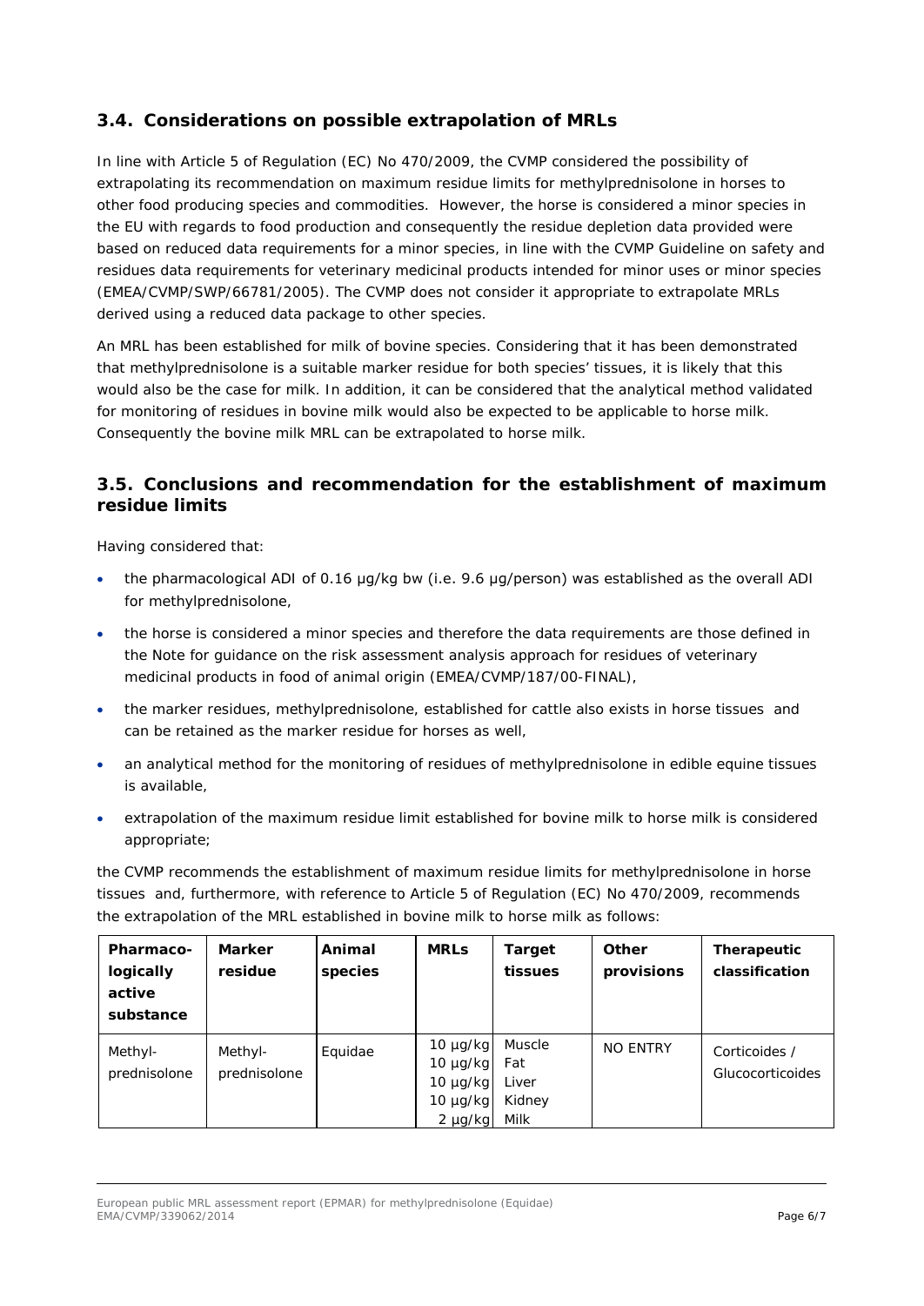### 3.4. Considerations on possible extrapolation of MRLs

In line with Article 5 of Regulation (EC) No 470/2009, the CVMP considered the possibility of extrapolating its recommendation on maximum residue limits for methylprednisolone in horses to other food producing species and commodities. However, the horse is considered a minor species in the EU with regards to food production and consequently the residue depletion data provided were based on reduced data requirements for a minor species, in line with the CVMP Guideline on safety and residues data requirements for veterinary medicinal products intended for minor uses or minor species (EMEA/CVMP/SWP/66781/2005). The CVMP does not consider it appropriate to extrapolate MRLs derived using a reduced data package to other species.

An MRL has been established for milk of bovine species. Considering that it has been demonstrated that methylprednisolone is a suitable marker residue for both species' tissues, it is likely that this would also be the case for milk. In addition, it can be considered that the analytical method validated for monitoring of residues in bovine milk would also be expected to be applicable to horse milk. Consequently the bovine milk MRL can be extrapolated to horse milk.

### 3.5. Conclusions and recommendation for the establishment of maximum residue limits

Having considered that:

- the pharmacological ADI of 0.16 µg/kg bw (i.e. 9.6 µg/person) was established as the overall ADI for methylprednisolone,
- the horse is considered a minor species and therefore the data requirements are those defined in the Note for guidance on the risk assessment analysis approach for residues of veterinary medicinal products in food of animal origin (EMEA/CVMP/187/00-FINAL),
- the marker residues, methylprednisolone, established for cattle also exists in horse tissues and can be retained as the marker residue for horses as well,
- an analytical method for the monitoring of residues of methylprednisolone in edible equine tissues is available,
- extrapolation of the maximum residue limit established for bovine milk to horse milk is considered appropriate;

the CVMP recommends the establishment of maximum residue limits for methylprednisolone in horse tissues and, furthermore, with reference to Article 5 of Regulation (EC) No 470/2009, recommends the extrapolation of the MRL established in bovine milk to horse milk as follows:

| Pharmaco-logically active substance | Marker residue | Animal species | MRLs | Target tissues | Other provisions | Therapeutic classification |
|---|---|---|---|---|---|---|
| Methyl-prednisolone | Methyl-prednisolone | Equidae | 10 µg/kg<br>10 µg/kg<br>10 µg/kg<br>10 µg/kg<br>2 µg/kg | Muscle<br>Fat<br>Liver<br>Kidney<br>Milk | NO ENTRY | Corticoides / Glucocorticoides |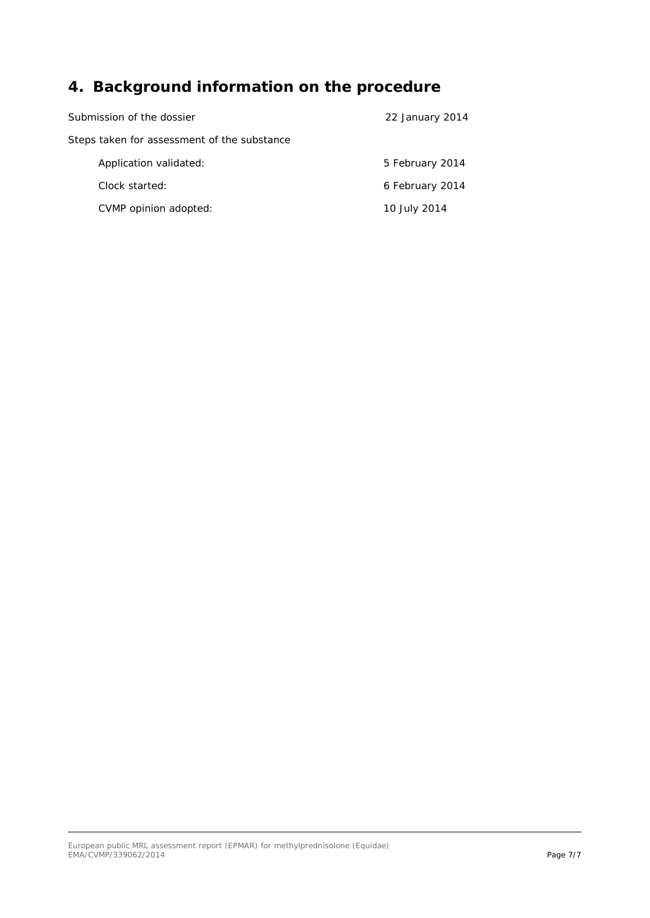## 4. Background information on the procedure

| | |
|---|---|
| Submission of the dossier | 22 January 2014 |
| Steps taken for assessment of the substance | |
| Application validated: | 5 February 2014 |
| Clock started: | 6 February 2014 |
| CVMP opinion adopted: | 10 July 2014 |